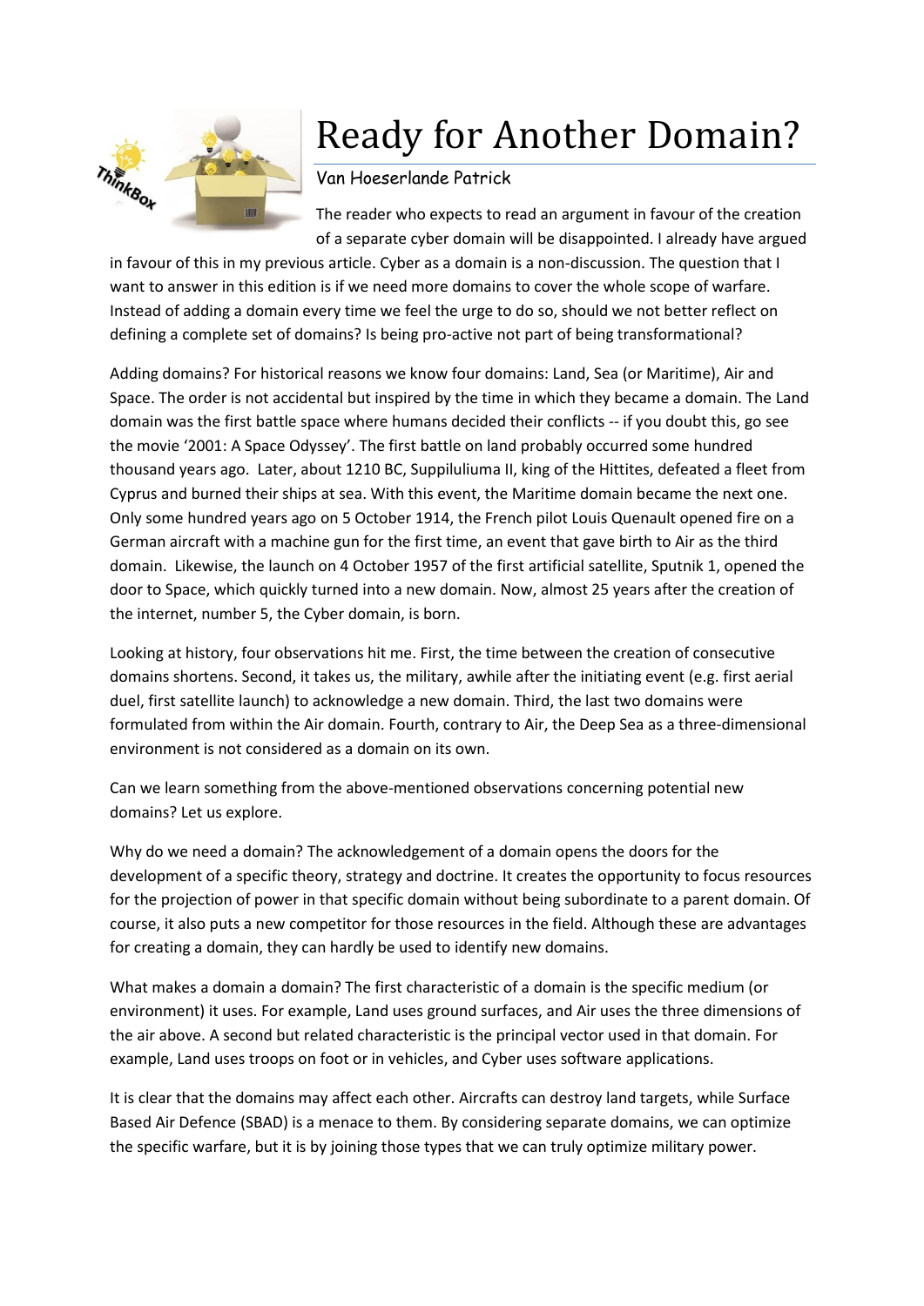# Ready for Another Domain?

Van Hoeserlande Patrick

The reader who expects to read an argument in favour of the creation of a separate cyber domain will be disappointed. I already have argued in favour of this in my previous article. Cyber as a domain is a non-discussion. The question that I want to answer in this edition is if we need more domains to cover the whole scope of warfare. Instead of adding a domain every time we feel the urge to do so, should we not better reflect on defining a complete set of domains? Is being pro-active not part of being transformational?

Adding domains? For historical reasons we know four domains: Land, Sea (or Maritime), Air and Space. The order is not accidental but inspired by the time in which they became a domain. The Land domain was the first battle space where humans decided their conflicts -- if you doubt this, go see the movie '2001: A Space Odyssey'. The first battle on land probably occurred some hundred thousand years ago. Later, about 1210 BC, Suppiluliuma II, king of the Hittites, defeated a fleet from Cyprus and burned their ships at sea. With this event, the Maritime domain became the next one. Only some hundred years ago on 5 October 1914, the French pilot Louis Quenault opened fire on a German aircraft with a machine gun for the first time, an event that gave birth to Air as the third domain. Likewise, the launch on 4 October 1957 of the first artificial satellite, Sputnik 1, opened the door to Space, which quickly turned into a new domain. Now, almost 25 years after the creation of the internet, number 5, the Cyber domain, is born.

Looking at history, four observations hit me. First, the time between the creation of consecutive domains shortens. Second, it takes us, the military, awhile after the initiating event (e.g. first aerial duel, first satellite launch) to acknowledge a new domain. Third, the last two domains were formulated from within the Air domain. Fourth, contrary to Air, the Deep Sea as a three-dimensional environment is not considered as a domain on its own.

Can we learn something from the above-mentioned observations concerning potential new domains? Let us explore.

Why do we need a domain? The acknowledgement of a domain opens the doors for the development of a specific theory, strategy and doctrine. It creates the opportunity to focus resources for the projection of power in that specific domain without being subordinate to a parent domain. Of course, it also puts a new competitor for those resources in the field. Although these are advantages for creating a domain, they can hardly be used to identify new domains.

What makes a domain a domain? The first characteristic of a domain is the specific medium (or environment) it uses. For example, Land uses ground surfaces, and Air uses the three dimensions of the air above. A second but related characteristic is the principal vector used in that domain. For example, Land uses troops on foot or in vehicles, and Cyber uses software applications.

It is clear that the domains may affect each other. Aircrafts can destroy land targets, while Surface Based Air Defence (SBAD) is a menace to them. By considering separate domains, we can optimize the specific warfare, but it is by joining those types that we can truly optimize military power.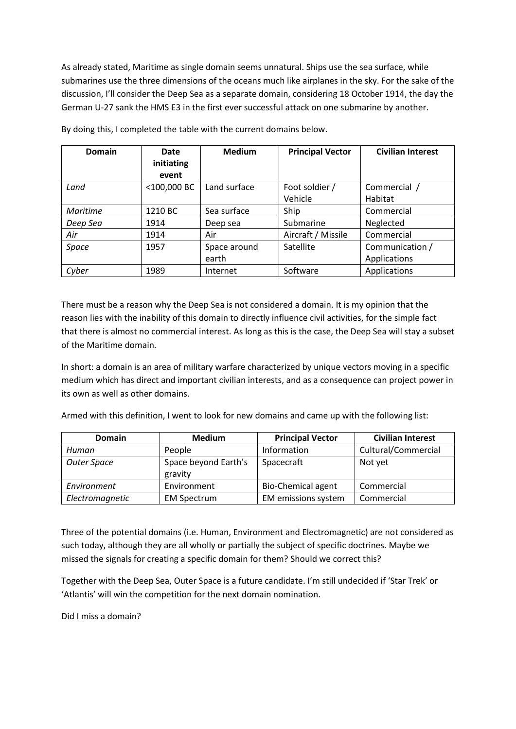As already stated, Maritime as single domain seems unnatural. Ships use the sea surface, while submarines use the three dimensions of the oceans much like airplanes in the sky. For the sake of the discussion, I'll consider the Deep Sea as a separate domain, considering 18 October 1914, the day the German U-27 sank the HMS E3 in the first ever successful attack on one submarine by another.

By doing this, I completed the table with the current domains below.

| Domain | Date initiating event | Medium | Principal Vector | Civilian Interest |
| --- | --- | --- | --- | --- |
| *Land* | <100,000 BC | Land surface | Foot soldier / Vehicle | Commercial / Habitat |
| *Maritime* | 1210 BC | Sea surface | Ship | Commercial |
| *Deep Sea* | 1914 | Deep sea | Submarine | Neglected |
| *Air* | 1914 | Air | Aircraft / Missile | Commercial |
| *Space* | 1957 | Space around earth | Satellite | Communication / Applications |
| *Cyber* | 1989 | Internet | Software | Applications |

There must be a reason why the Deep Sea is not considered a domain. It is my opinion that the reason lies with the inability of this domain to directly influence civil activities, for the simple fact that there is almost no commercial interest. As long as this is the case, the Deep Sea will stay a subset of the Maritime domain.

In short: a domain is an area of military warfare characterized by unique vectors moving in a specific medium which has direct and important civilian interests, and as a consequence can project power in its own as well as other domains.

Armed with this definition, I went to look for new domains and came up with the following list:

| Domain | Medium | Principal Vector | Civilian Interest |
| --- | --- | --- | --- |
| *Human* | People | Information | Cultural/Commercial |
| *Outer Space* | Space beyond Earth's gravity | Spacecraft | Not yet |
| *Environment* | Environment | Bio-Chemical agent | Commercial |
| *Electromagnetic* | EM Spectrum | EM emissions system | Commercial |

Three of the potential domains (i.e. Human, Environment and Electromagnetic) are not considered as such today, although they are all wholly or partially the subject of specific doctrines. Maybe we missed the signals for creating a specific domain for them? Should we correct this?

Together with the Deep Sea, Outer Space is a future candidate. I'm still undecided if 'Star Trek' or 'Atlantis' will win the competition for the next domain nomination.

Did I miss a domain?